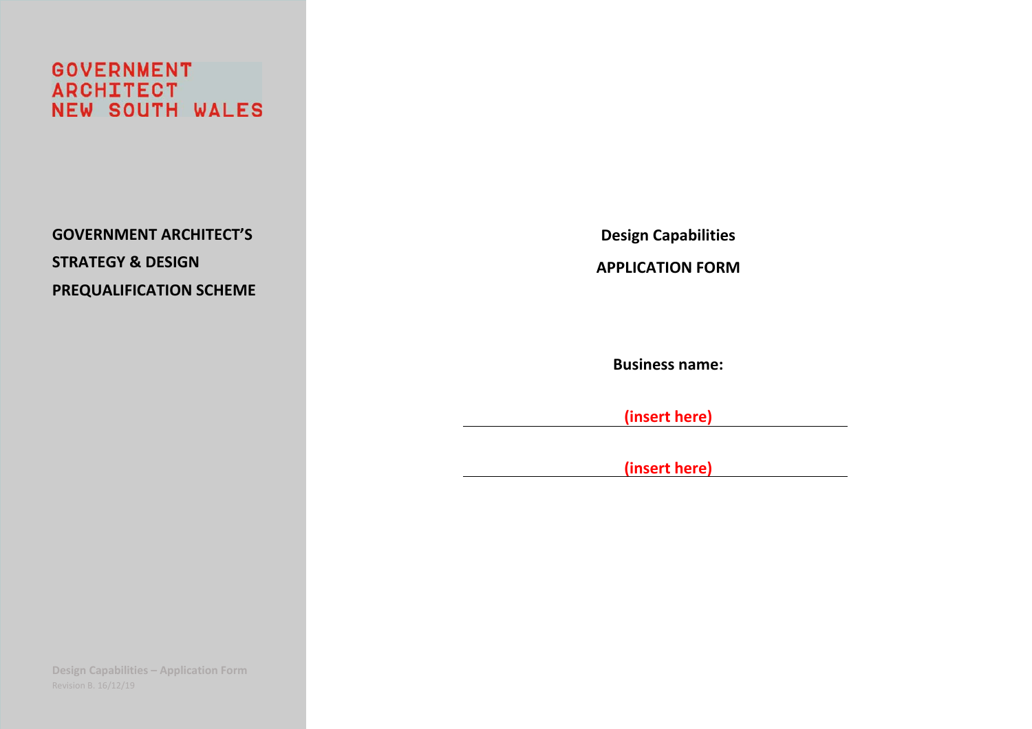GOVERNMENT
ARCHITECT
NEW SOUTH WALES

**GOVERNMENT ARCHITECT'S**

**STRATEGY & DESIGN**

**PREQUALIFICATION SCHEME**

**Design Capabilities**

**APPLICATION FORM**

**Business name:**

**(insert here)**

**(insert here)**

**Design Capabilities – Application Form**

Revision B. 16/12/19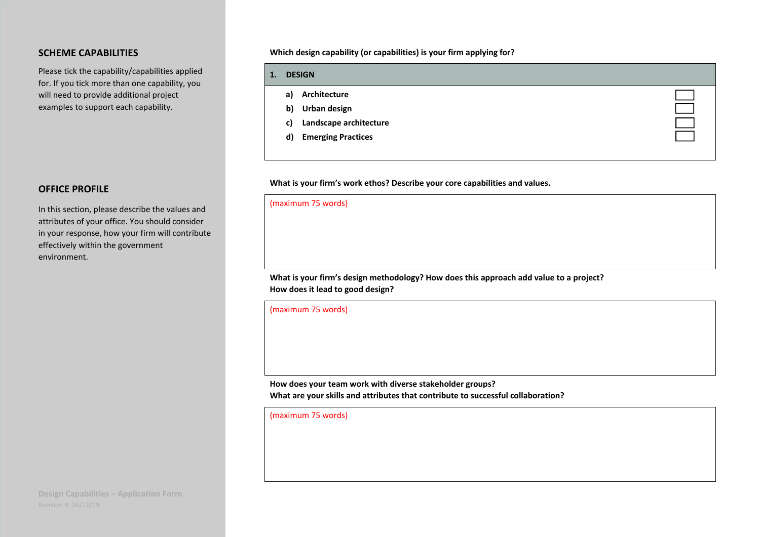## SCHEME CAPABILITIES

Please tick the capability/capabilities applied for. If you tick more than one capability, you will need to provide additional project examples to support each capability.

**Which design capability (or capabilities) is your firm applying for?**

| **1. DESIGN** | |
|---|---|
| **a) Architecture** | ☐ |
| **b) Urban design** | ☐ |
| **c) Landscape architecture** | ☐ |
| **d) Emerging Practices** | ☐ |

## OFFICE PROFILE

In this section, please describe the values and attributes of your office. You should consider in your response, how your firm will contribute effectively within the government environment.

**What is your firm's work ethos? Describe your core capabilities and values.**

(maximum 75 words)

**What is your firm's design methodology? How does this approach add value to a project? How does it lead to good design?**

(maximum 75 words)

**How does your team work with diverse stakeholder groups? What are your skills and attributes that contribute to successful collaboration?**

(maximum 75 words)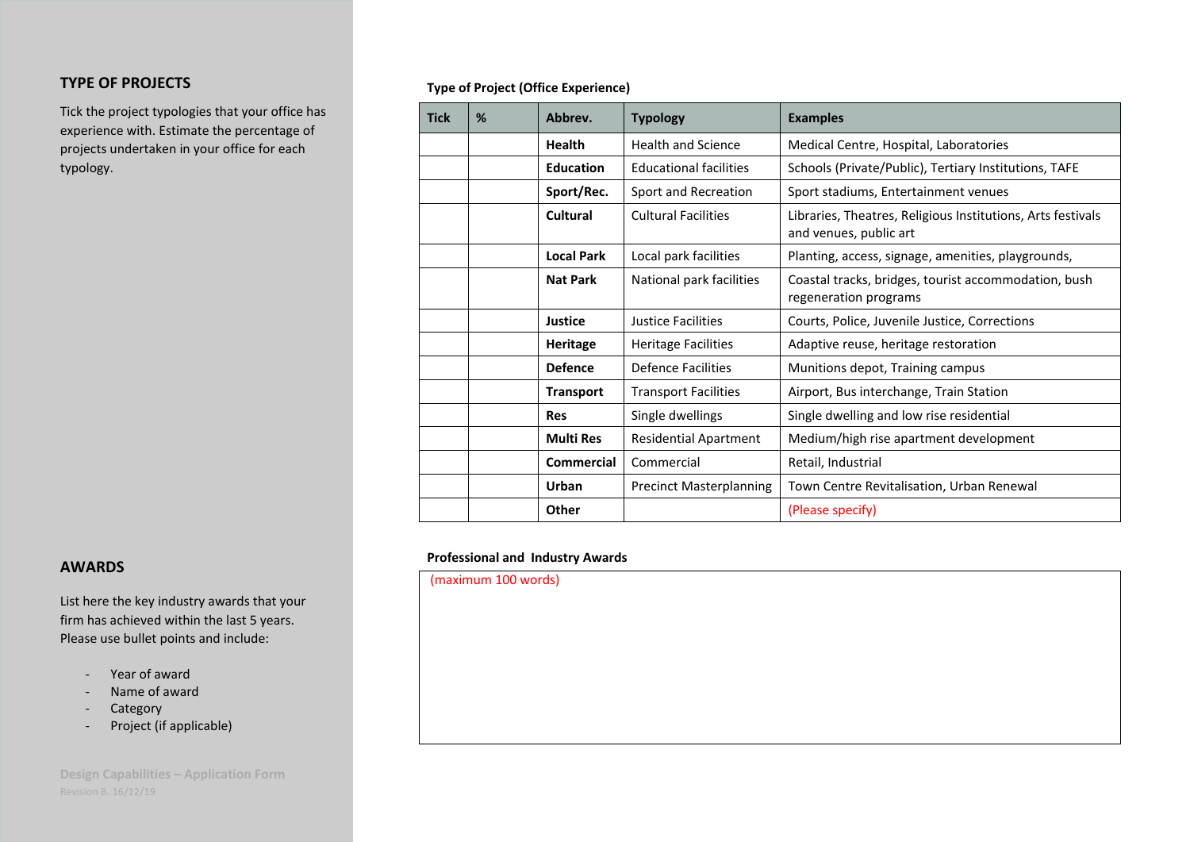## TYPE OF PROJECTS

Tick the project typologies that your office has experience with. Estimate the percentage of projects undertaken in your office for each typology.

**Type of Project (Office Experience)**

| Tick | % | Abbrev. | Typology | Examples |
|---|---|---|---|---|
| | | **Health** | Health and Science | Medical Centre, Hospital, Laboratories |
| | | **Education** | Educational facilities | Schools (Private/Public), Tertiary Institutions, TAFE |
| | | **Sport/Rec.** | Sport and Recreation | Sport stadiums, Entertainment venues |
| | | **Cultural** | Cultural Facilities | Libraries, Theatres, Religious Institutions, Arts festivals and venues, public art |
| | | **Local Park** | Local park facilities | Planting, access, signage, amenities, playgrounds, |
| | | **Nat Park** | National park facilities | Coastal tracks, bridges, tourist accommodation, bush regeneration programs |
| | | **Justice** | Justice Facilities | Courts, Police, Juvenile Justice, Corrections |
| | | **Heritage** | Heritage Facilities | Adaptive reuse, heritage restoration |
| | | **Defence** | Defence Facilities | Munitions depot, Training campus |
| | | **Transport** | Transport Facilities | Airport, Bus interchange, Train Station |
| | | **Res** | Single dwellings | Single dwelling and low rise residential |
| | | **Multi Res** | Residential Apartment | Medium/high rise apartment development |
| | | **Commercial** | Commercial | Retail, Industrial |
| | | **Urban** | Precinct Masterplanning | Town Centre Revitalisation, Urban Renewal |
| | | **Other** | | (Please specify) |

## AWARDS

List here the key industry awards that your firm has achieved within the last 5 years. Please use bullet points and include:

- Year of award
- Name of award
- Category
- Project (if applicable)

**Professional and Industry Awards**

(maximum 100 words)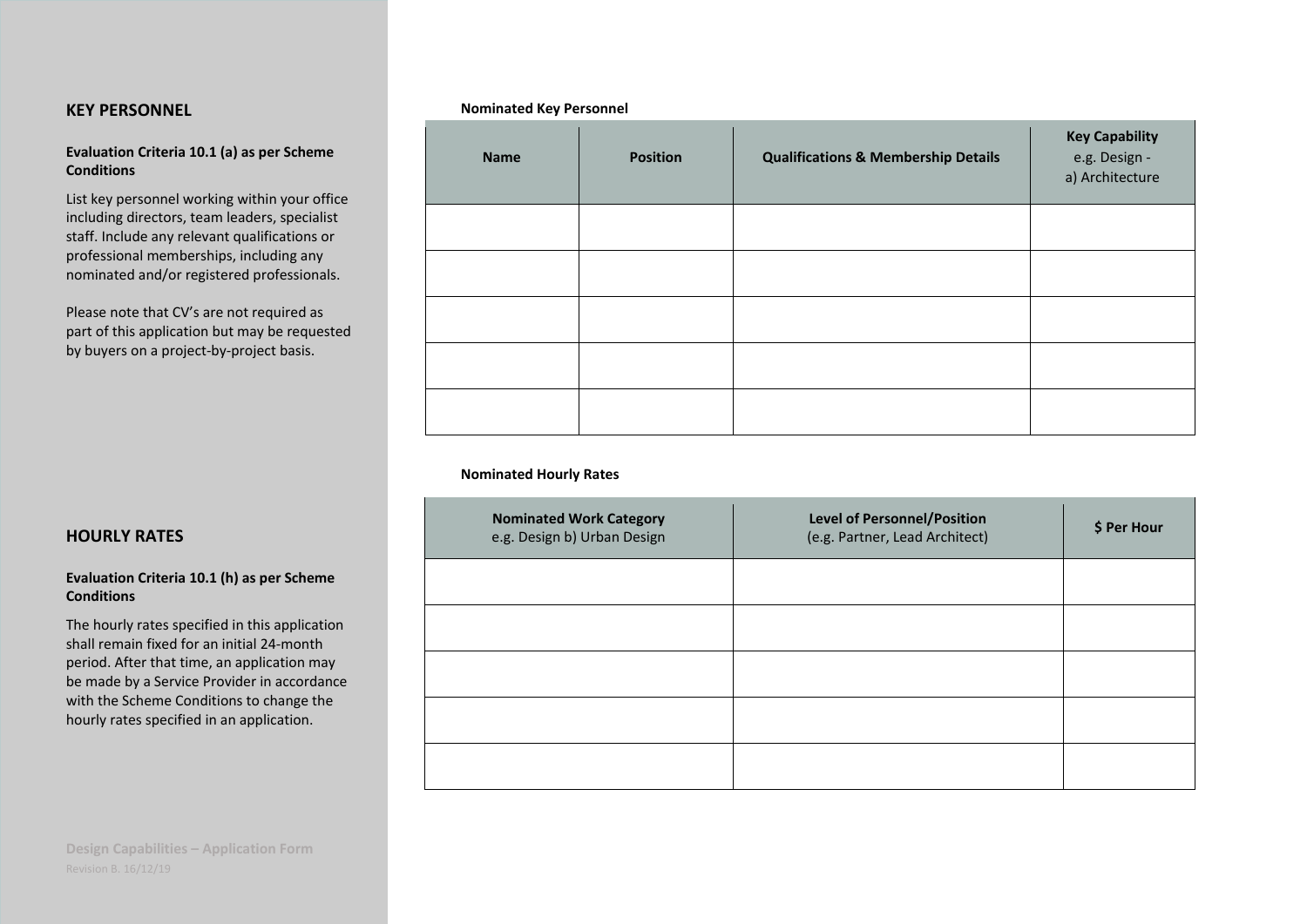## KEY PERSONNEL

**Evaluation Criteria 10.1 (a) as per Scheme Conditions**

List key personnel working within your office including directors, team leaders, specialist staff. Include any relevant qualifications or professional memberships, including any nominated and/or registered professionals.

Please note that CV's are not required as part of this application but may be requested by buyers on a project-by-project basis.

**Nominated Key Personnel**

| Name | Position | Qualifications & Membership Details | **Key Capability** e.g. Design - a) Architecture |
|---|---|---|---|
| | | | |
| | | | |
| | | | |
| | | | |
| | | | |

## HOURLY RATES

**Evaluation Criteria 10.1 (h) as per Scheme Conditions**

The hourly rates specified in this application shall remain fixed for an initial 24-month period. After that time, an application may be made by a Service Provider in accordance with the Scheme Conditions to change the hourly rates specified in an application.

**Nominated Hourly Rates**

| **Nominated Work Category** e.g. Design b) Urban Design | **Level of Personnel/Position** (e.g. Partner, Lead Architect) | $ Per Hour |
|---|---|---|
| | | |
| | | |
| | | |
| | | |
| | | |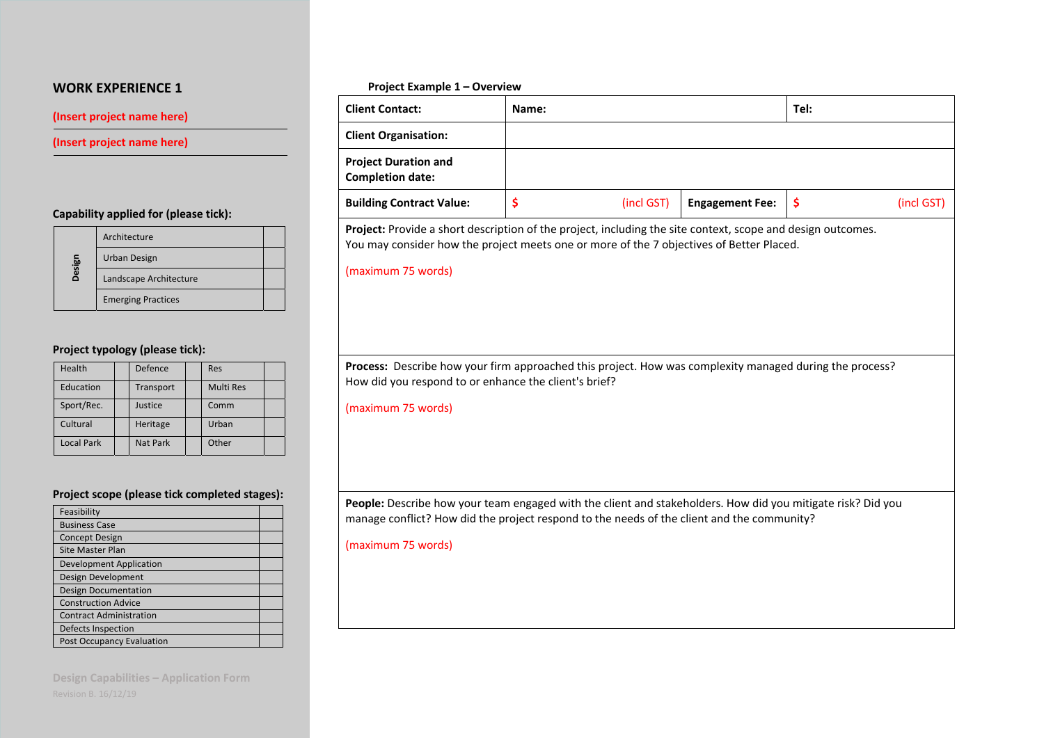## WORK EXPERIENCE 1

(Insert project name here)

(Insert project name here)

**Capability applied for (please tick):**

| Design | Architecture | |
|---|---|---|
| | Urban Design | |
| | Landscape Architecture | |
| | Emerging Practices | |

**Project typology (please tick):**

| Health | | Defence | | Res | |
|---|---|---|---|---|---|
| Education | | Transport | | Multi Res | |
| Sport/Rec. | | Justice | | Comm | |
| Cultural | | Heritage | | Urban | |
| Local Park | | Nat Park | | Other | |

**Project scope (please tick completed stages):**

| Feasibility | |
|---|---|
| Business Case | |
| Concept Design | |
| Site Master Plan | |
| Development Application | |
| Design Development | |
| Design Documentation | |
| Construction Advice | |
| Contract Administration | |
| Defects Inspection | |
| Post Occupancy Evaluation | |

**Project Example 1 – Overview**

| **Client Contact:** | **Name:** | | **Tel:** |
|---|---|---|---|
| **Client Organisation:** | | | |
| **Project Duration and Completion date:** | | | |
| **Building Contract Value:** | $ (incl GST) | **Engagement Fee:** | $ (incl GST) |

**Project:** Provide a short description of the project, including the site context, scope and design outcomes. You may consider how the project meets one or more of the 7 objectives of Better Placed.

(maximum 75 words)

**Process:** Describe how your firm approached this project. How was complexity managed during the process? How did you respond to or enhance the client's brief?

(maximum 75 words)

**People:** Describe how your team engaged with the client and stakeholders. How did you mitigate risk? Did you manage conflict? How did the project respond to the needs of the client and the community?

(maximum 75 words)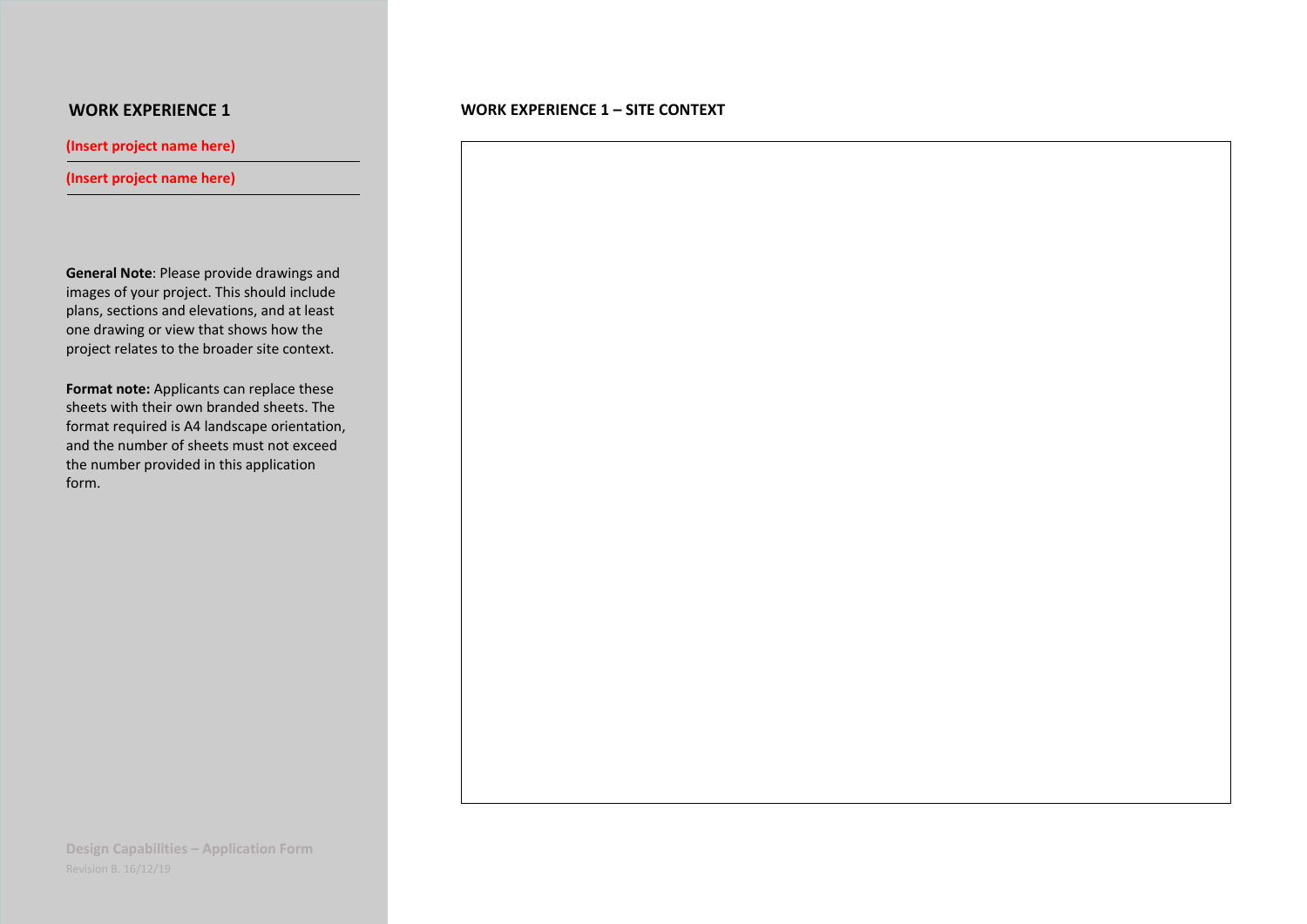## WORK EXPERIENCE 1

**(Insert project name here)**

**(Insert project name here)**

**General Note**: Please provide drawings and images of your project. This should include plans, sections and elevations, and at least one drawing or view that shows how the project relates to the broader site context.

**Format note:** Applicants can replace these sheets with their own branded sheets. The format required is A4 landscape orientation, and the number of sheets must not exceed the number provided in this application form.

### WORK EXPERIENCE 1 – SITE CONTEXT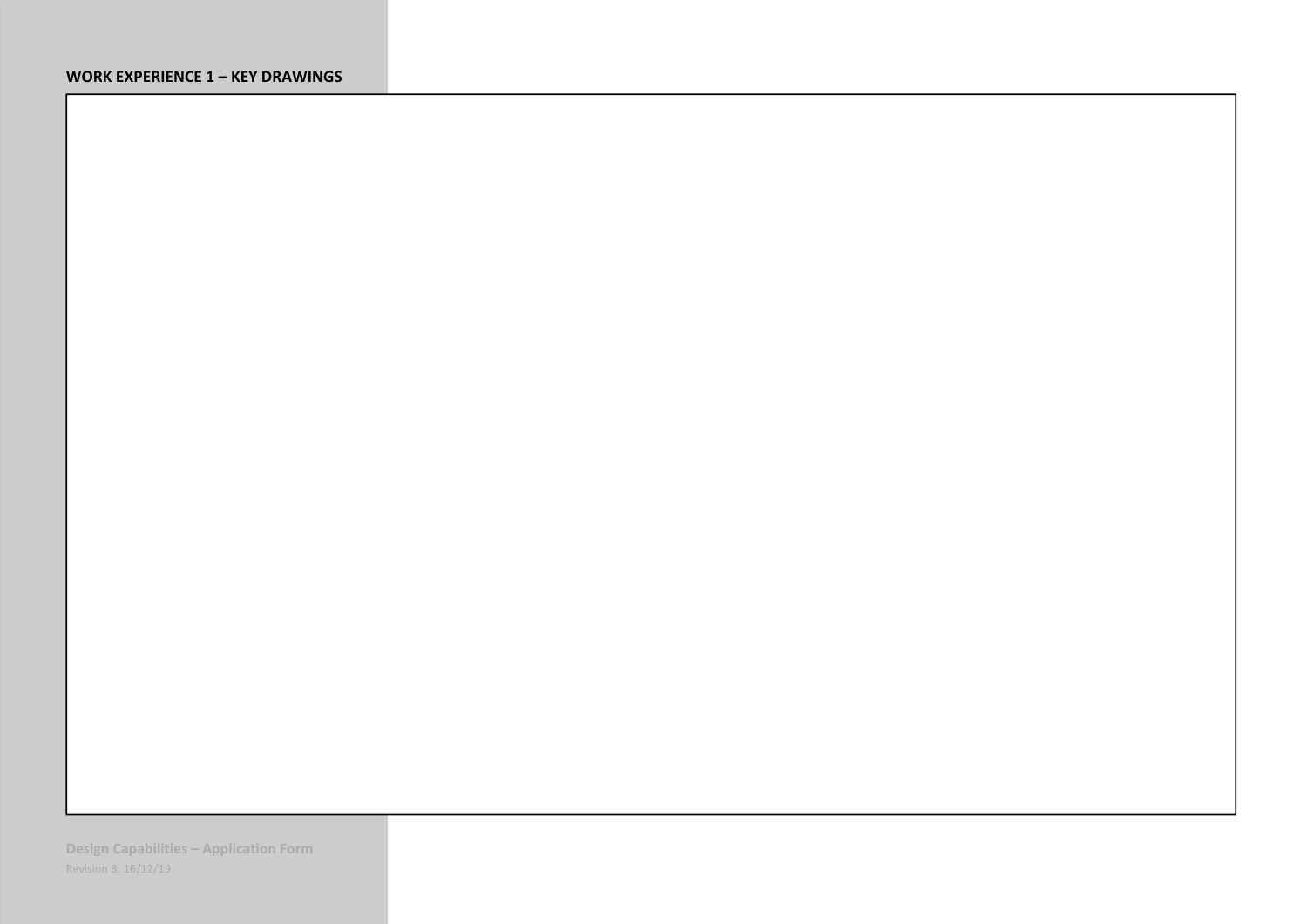**WORK EXPERIENCE 1 – KEY DRAWINGS**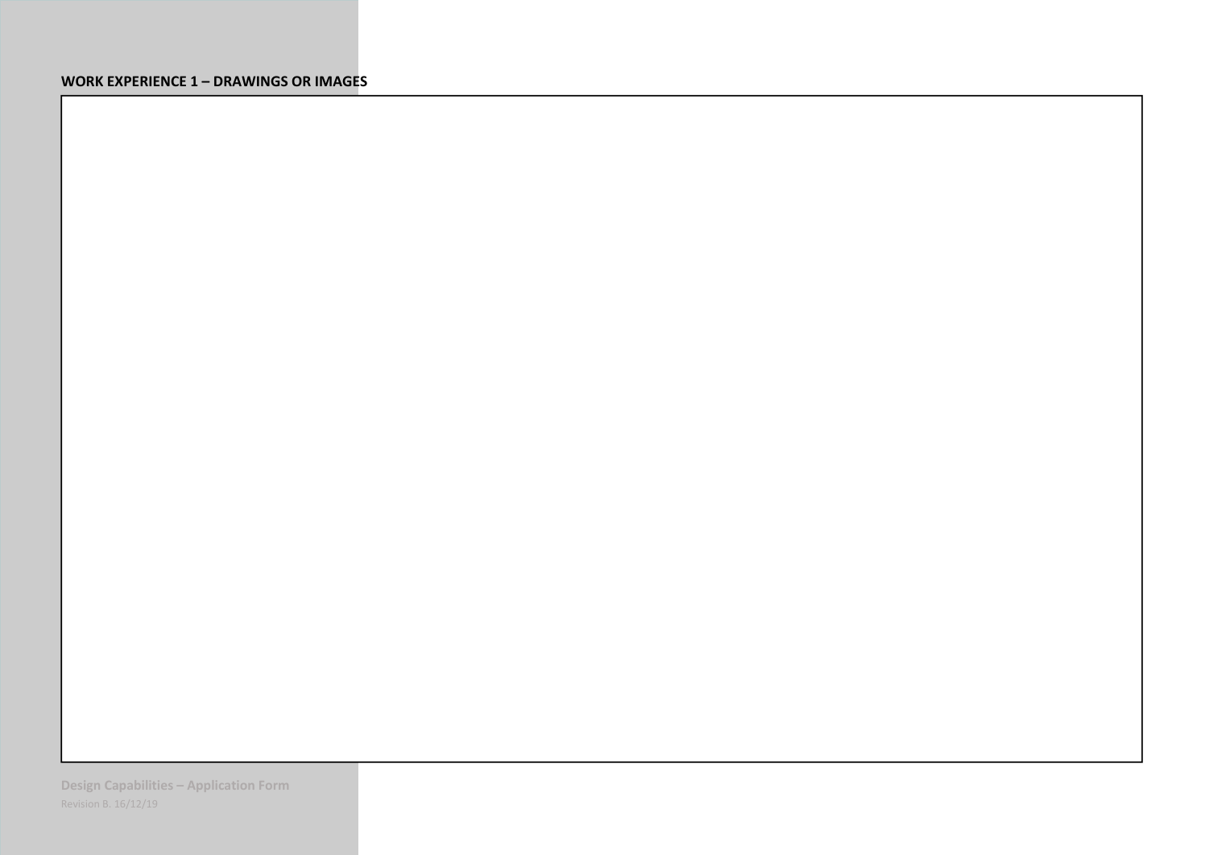**WORK EXPERIENCE 1 – DRAWINGS OR IMAGES**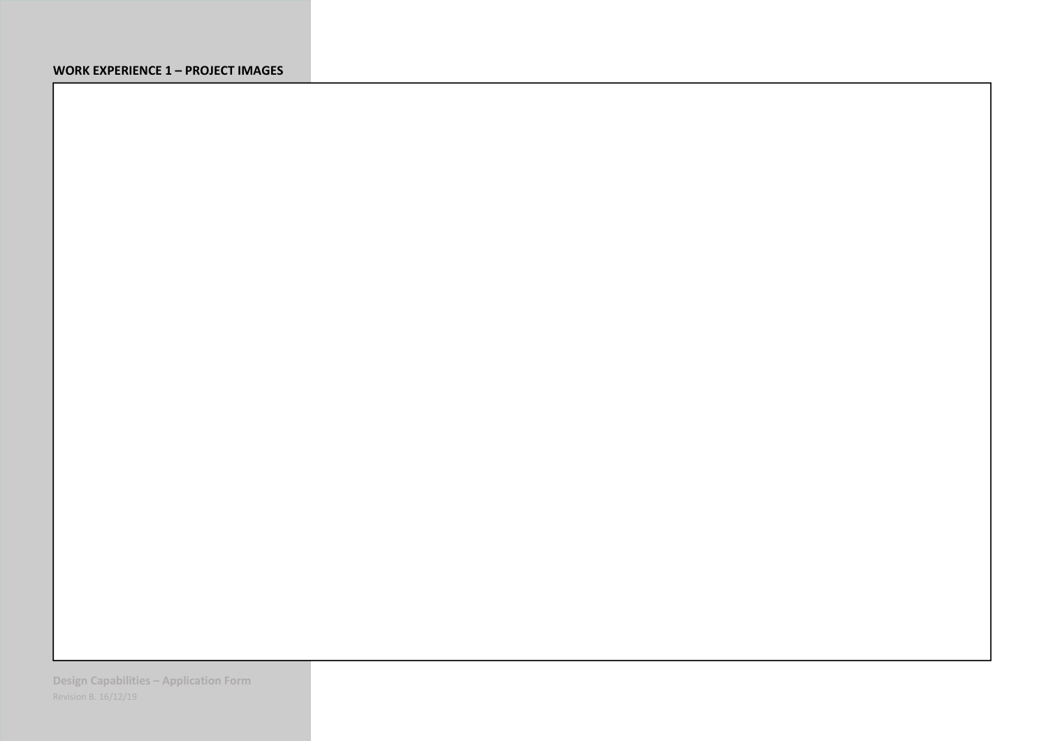**WORK EXPERIENCE 1 – PROJECT IMAGES**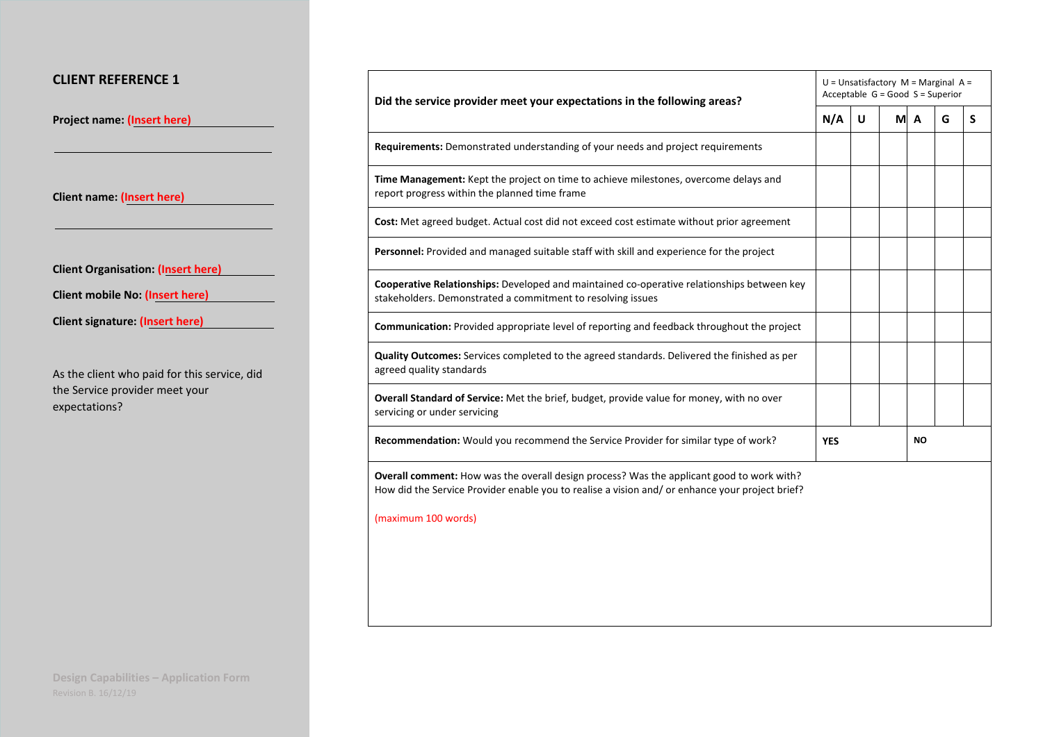## CLIENT REFERENCE 1

**Project name:** **(Insert here)**

**Client name:** **(Insert here)**

**Client Organisation:** **(Insert here)**

**Client mobile No:** **(Insert here)**

**Client signature:** **(Insert here)**

As the client who paid for this service, did the Service provider meet your expectations?

| **Did the service provider meet your expectations in the following areas?** | U = Unsatisfactory M = Marginal A = Acceptable G = Good S = Superior | | | | | |
|---|---|---|---|---|---|---|
| | **N/A** | **U** | **M** | **A** | **G** | **S** |
| **Requirements:** Demonstrated understanding of your needs and project requirements | | | | | | |
| **Time Management:** Kept the project on time to achieve milestones, overcome delays and report progress within the planned time frame | | | | | | |
| **Cost:** Met agreed budget. Actual cost did not exceed cost estimate without prior agreement | | | | | | |
| **Personnel:** Provided and managed suitable staff with skill and experience for the project | | | | | | |
| **Cooperative Relationships:** Developed and maintained co-operative relationships between key stakeholders. Demonstrated a commitment to resolving issues | | | | | | |
| **Communication:** Provided appropriate level of reporting and feedback throughout the project | | | | | | |
| **Quality Outcomes:** Services completed to the agreed standards. Delivered the finished as per agreed quality standards | | | | | | |
| **Overall Standard of Service:** Met the brief, budget, provide value for money, with no over servicing or under servicing | | | | | | |
| **Recommendation:** Would you recommend the Service Provider for similar type of work? | **YES** | | | **NO** | | |
| **Overall comment:** How was the overall design process? Was the applicant good to work with? How did the Service Provider enable you to realise a vision and/ or enhance your project brief? (maximum 100 words) | | | | | | |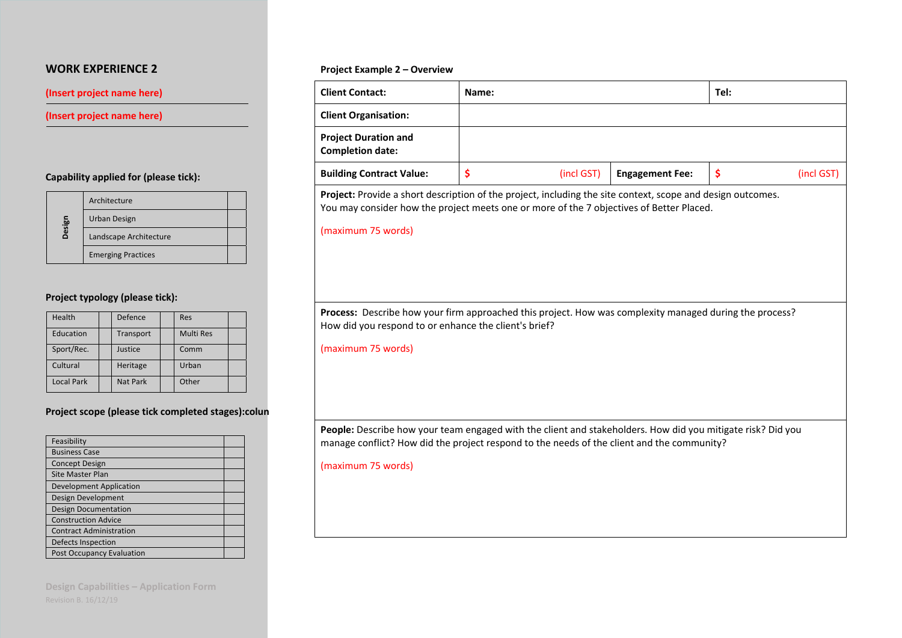## WORK EXPERIENCE 2

(Insert project name here)

(Insert project name here)

**Capability applied for (please tick):**

| | | |
|---|---|---|
| **Design** | Architecture | |
| | Urban Design | |
| | Landscape Architecture | |
| | Emerging Practices | |

**Project typology (please tick):**

| | | | | | |
|---|---|---|---|---|---|
| Health | | Defence | | Res | |
| Education | | Transport | | Multi Res | |
| Sport/Rec. | | Justice | | Comm | |
| Cultural | | Heritage | | Urban | |
| Local Park | | Nat Park | | Other | |

**Project scope (please tick completed stages):colun**

| | |
|---|---|
| Feasibility | |
| Business Case | |
| Concept Design | |
| Site Master Plan | |
| Development Application | |
| Design Development | |
| Design Documentation | |
| Construction Advice | |
| Contract Administration | |
| Defects Inspection | |
| Post Occupancy Evaluation | |

Design Capabilities – Application Form

Revision B. 16/12/19

**Project Example 2 – Overview**

| | | | |
|---|---|---|---|
| **Client Contact:** | **Name:** | | **Tel:** |
| **Client Organisation:** | | | |
| **Project Duration and Completion date:** | | | |
| **Building Contract Value:** | $ (incl GST) | **Engagement Fee:** | $ (incl GST) |

**Project:** Provide a short description of the project, including the site context, scope and design outcomes. You may consider how the project meets one or more of the 7 objectives of Better Placed.

(maximum 75 words)

**Process:** Describe how your firm approached this project. How was complexity managed during the process? How did you respond to or enhance the client's brief?

(maximum 75 words)

**People:** Describe how your team engaged with the client and stakeholders. How did you mitigate risk? Did you manage conflict? How did the project respond to the needs of the client and the community?

(maximum 75 words)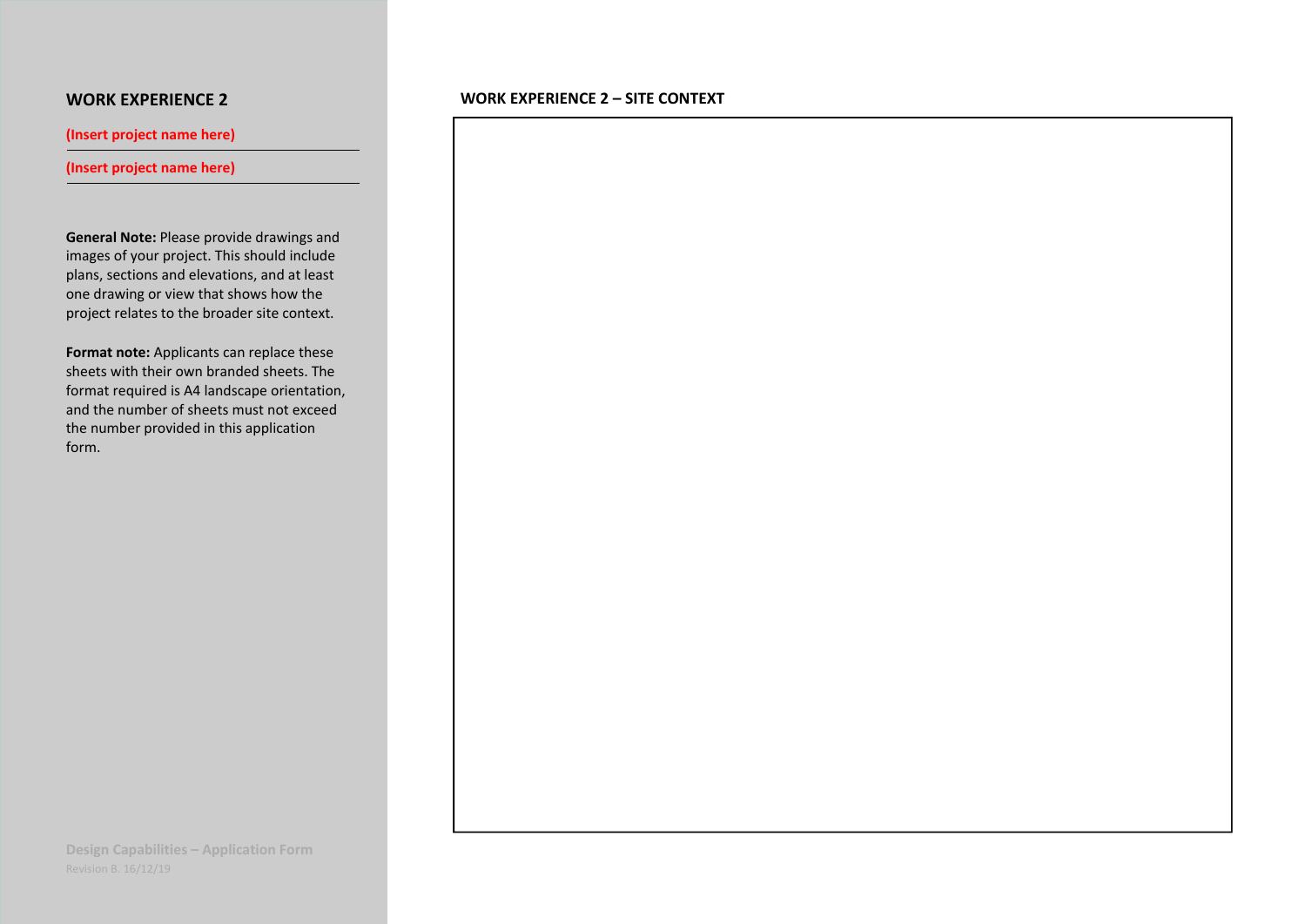## WORK EXPERIENCE 2

**(Insert project name here)**

**(Insert project name here)**

**General Note:** Please provide drawings and images of your project. This should include plans, sections and elevations, and at least one drawing or view that shows how the project relates to the broader site context.

**Format note:** Applicants can replace these sheets with their own branded sheets. The format required is A4 landscape orientation, and the number of sheets must not exceed the number provided in this application form.

**WORK EXPERIENCE 2 – SITE CONTEXT**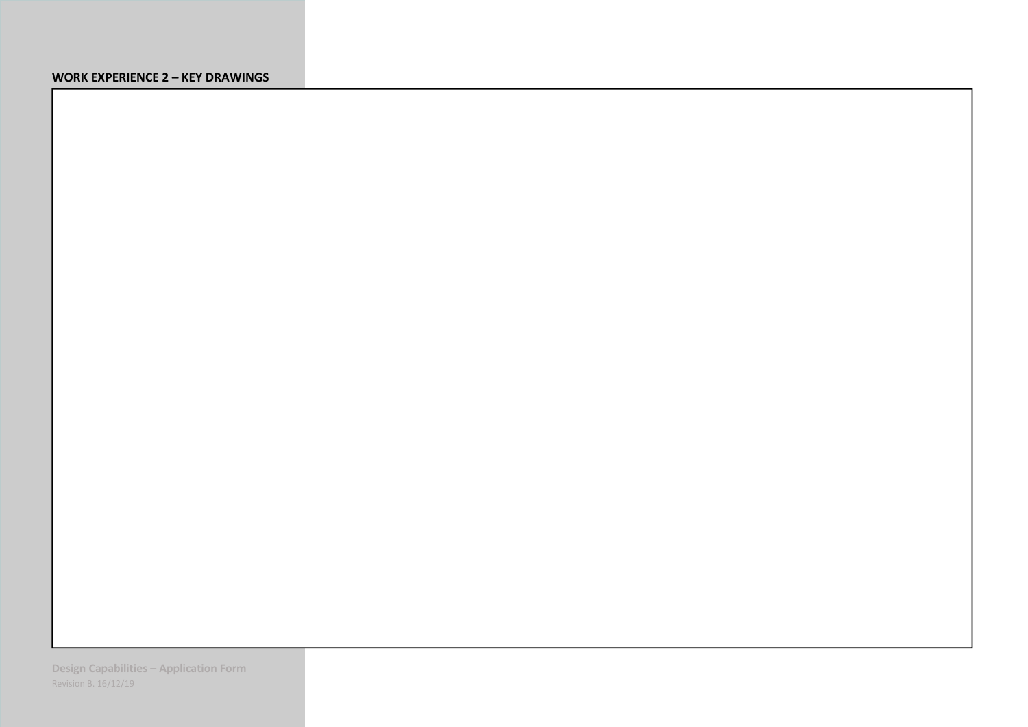**WORK EXPERIENCE 2 – KEY DRAWINGS**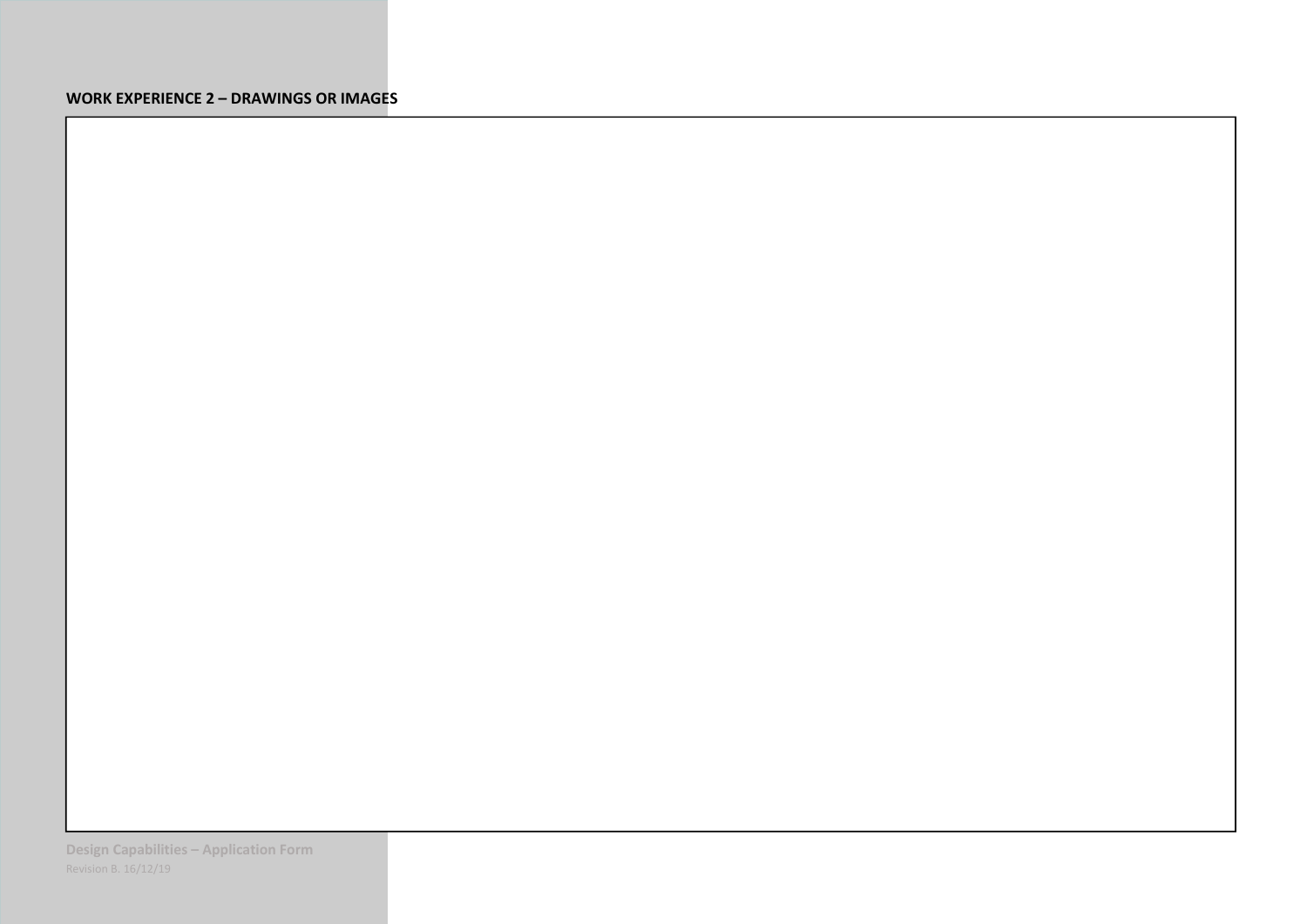**WORK EXPERIENCE 2 – DRAWINGS OR IMAGES**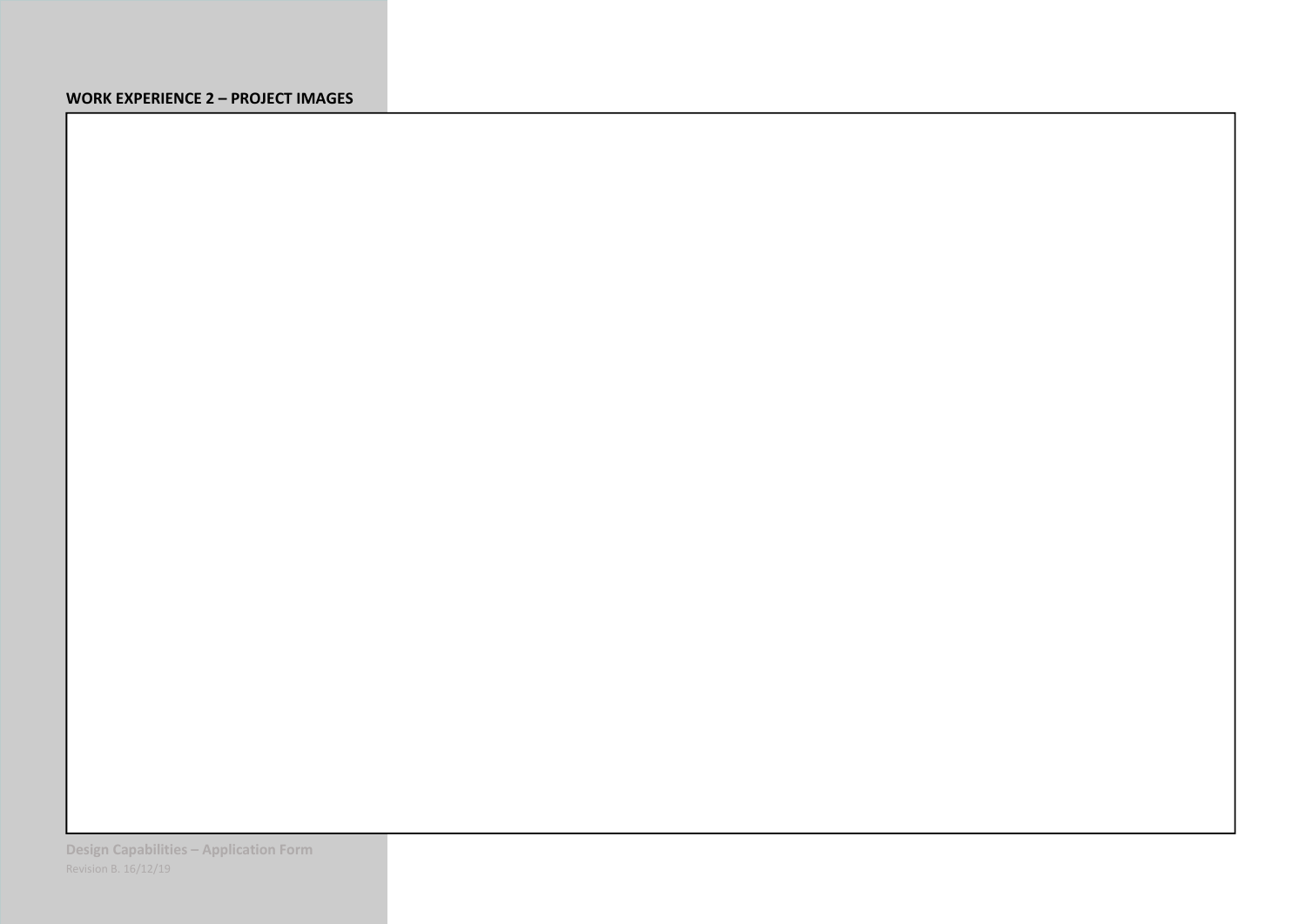**WORK EXPERIENCE 2 – PROJECT IMAGES**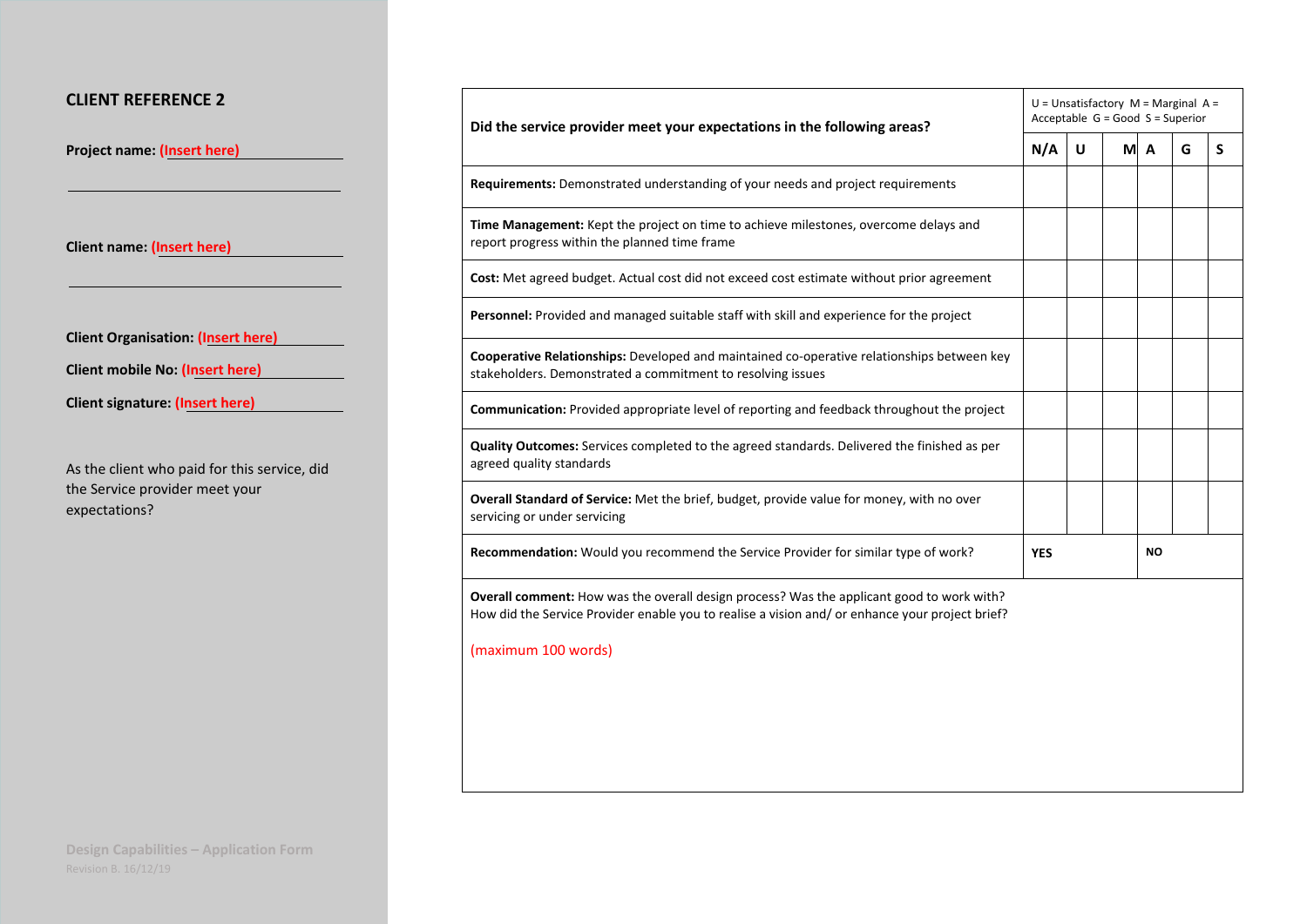## CLIENT REFERENCE 2

**Project name: (Insert here)**

**Client name: (Insert here)**

**Client Organisation: (Insert here)**

**Client mobile No: (Insert here)**

**Client signature: (Insert here)**

As the client who paid for this service, did the Service provider meet your expectations?

| Did the service provider meet your expectations in the following areas? | U = Unsatisfactory M = Marginal A = Acceptable G = Good S = Superior | | | | | |
|---|---|---|---|---|---|---|
| | **N/A** | **U** | **M** | **A** | **G** | **S** |
| **Requirements:** Demonstrated understanding of your needs and project requirements | | | | | | |
| **Time Management:** Kept the project on time to achieve milestones, overcome delays and report progress within the planned time frame | | | | | | |
| **Cost:** Met agreed budget. Actual cost did not exceed cost estimate without prior agreement | | | | | | |
| **Personnel:** Provided and managed suitable staff with skill and experience for the project | | | | | | |
| **Cooperative Relationships:** Developed and maintained co-operative relationships between key stakeholders. Demonstrated a commitment to resolving issues | | | | | | |
| **Communication:** Provided appropriate level of reporting and feedback throughout the project | | | | | | |
| **Quality Outcomes:** Services completed to the agreed standards. Delivered the finished as per agreed quality standards | | | | | | |
| **Overall Standard of Service:** Met the brief, budget, provide value for money, with no over servicing or under servicing | | | | | | |
| **Recommendation:** Would you recommend the Service Provider for similar type of work? | **YES** | | | **NO** | | |

**Overall comment:** How was the overall design process? Was the applicant good to work with? How did the Service Provider enable you to realise a vision and/ or enhance your project brief?

(maximum 100 words)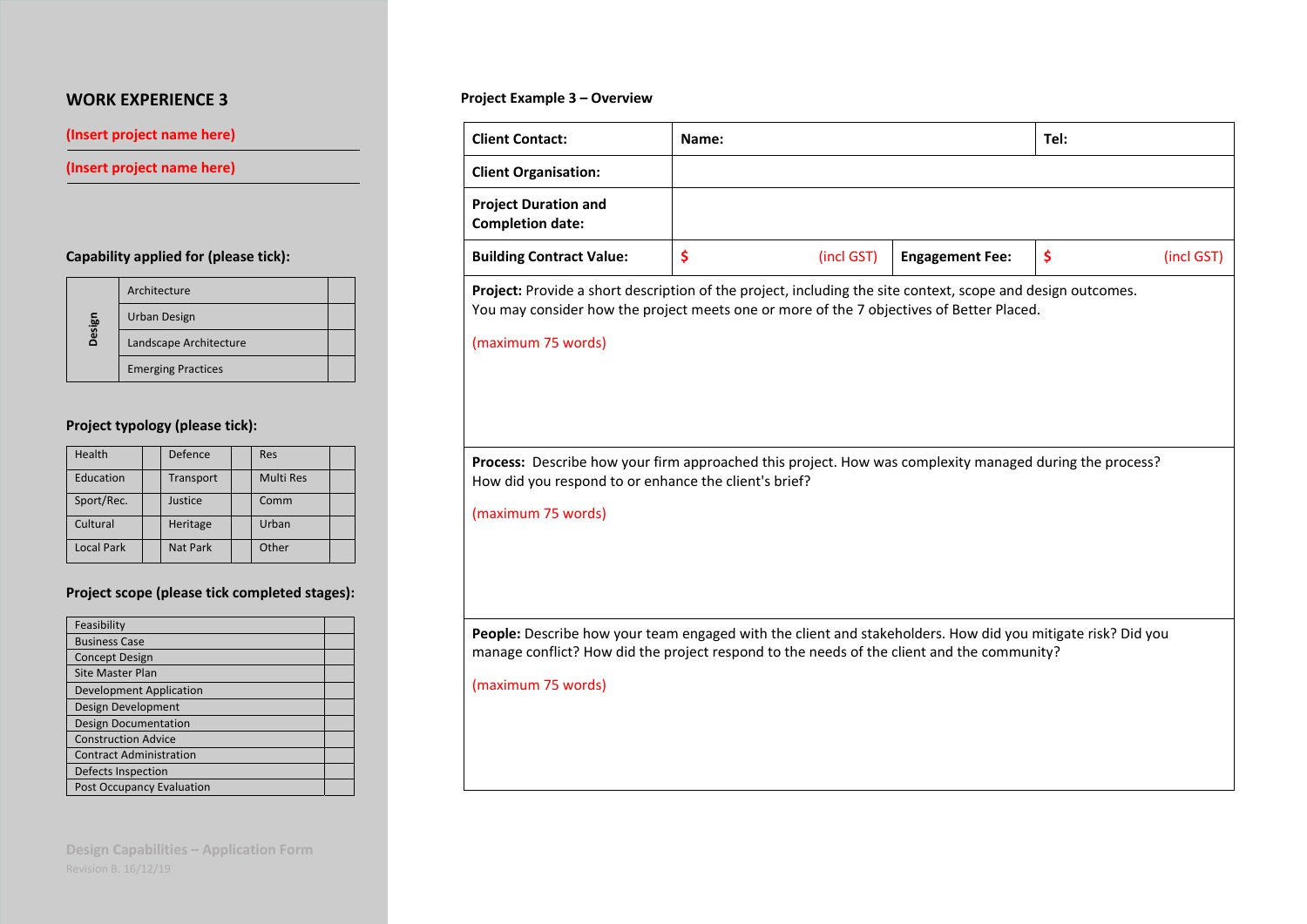## WORK EXPERIENCE 3

(Insert project name here)

(Insert project name here)

**Capability applied for (please tick):**

| | | |
|---|---|---|
| **Design** | Architecture | |
| | Urban Design | |
| | Landscape Architecture | |
| | Emerging Practices | |

**Project typology (please tick):**

| | | | | | |
|---|---|---|---|---|---|
| Health | | Defence | | Res | |
| Education | | Transport | | Multi Res | |
| Sport/Rec. | | Justice | | Comm | |
| Cultural | | Heritage | | Urban | |
| Local Park | | Nat Park | | Other | |

**Project scope (please tick completed stages):**

| | |
|---|---|
| Feasibility | |
| Business Case | |
| Concept Design | |
| Site Master Plan | |
| Development Application | |
| Design Development | |
| Design Documentation | |
| Construction Advice | |
| Contract Administration | |
| Defects Inspection | |
| Post Occupancy Evaluation | |

**Project Example 3 – Overview**

| | | | |
|---|---|---|---|
| **Client Contact:** | **Name:** | | **Tel:** |
| **Client Organisation:** | | | |
| **Project Duration and Completion date:** | | | |
| **Building Contract Value:** | $ (incl GST) | **Engagement Fee:** | $ (incl GST) |

**Project:** Provide a short description of the project, including the site context, scope and design outcomes. You may consider how the project meets one or more of the 7 objectives of Better Placed.

(maximum 75 words)

**Process:** Describe how your firm approached this project. How was complexity managed during the process? How did you respond to or enhance the client's brief?

(maximum 75 words)

**People:** Describe how your team engaged with the client and stakeholders. How did you mitigate risk? Did you manage conflict? How did the project respond to the needs of the client and the community?

(maximum 75 words)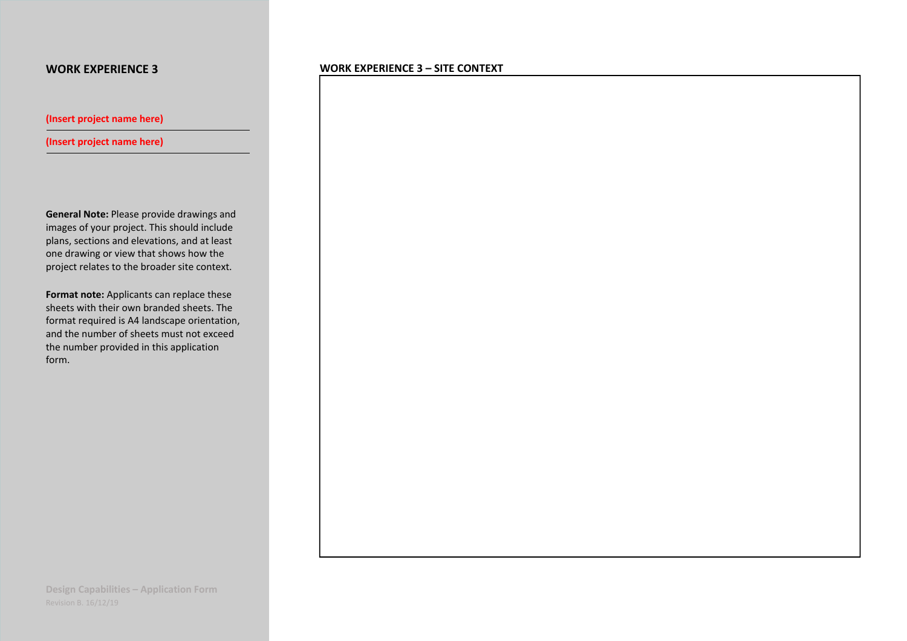## WORK EXPERIENCE 3

**(Insert project name here)**

**(Insert project name here)**

**General Note:** Please provide drawings and images of your project. This should include plans, sections and elevations, and at least one drawing or view that shows how the project relates to the broader site context.

**Format note:** Applicants can replace these sheets with their own branded sheets. The format required is A4 landscape orientation, and the number of sheets must not exceed the number provided in this application form.

**WORK EXPERIENCE 3 – SITE CONTEXT**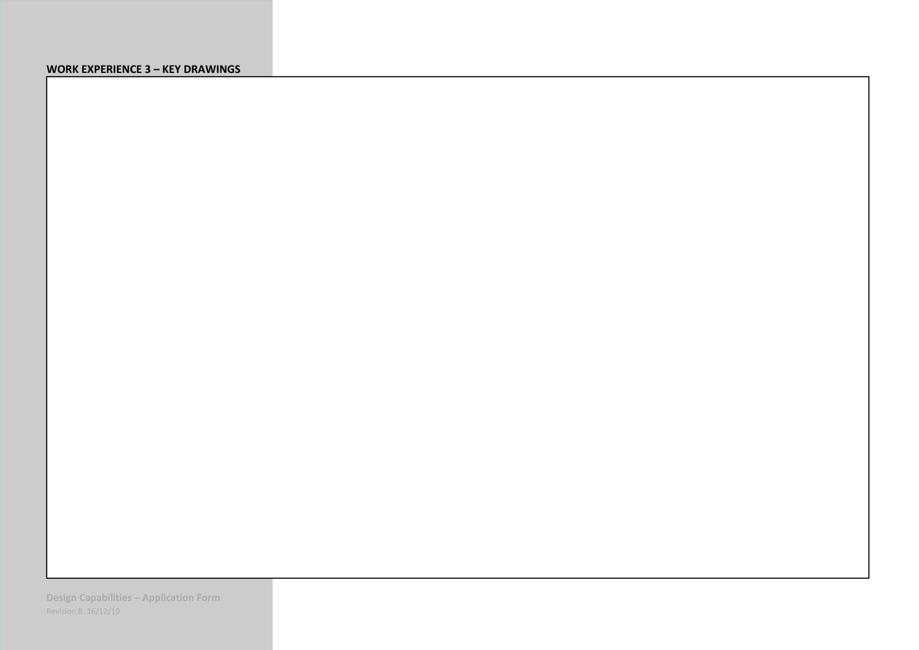**WORK EXPERIENCE 3 – KEY DRAWINGS**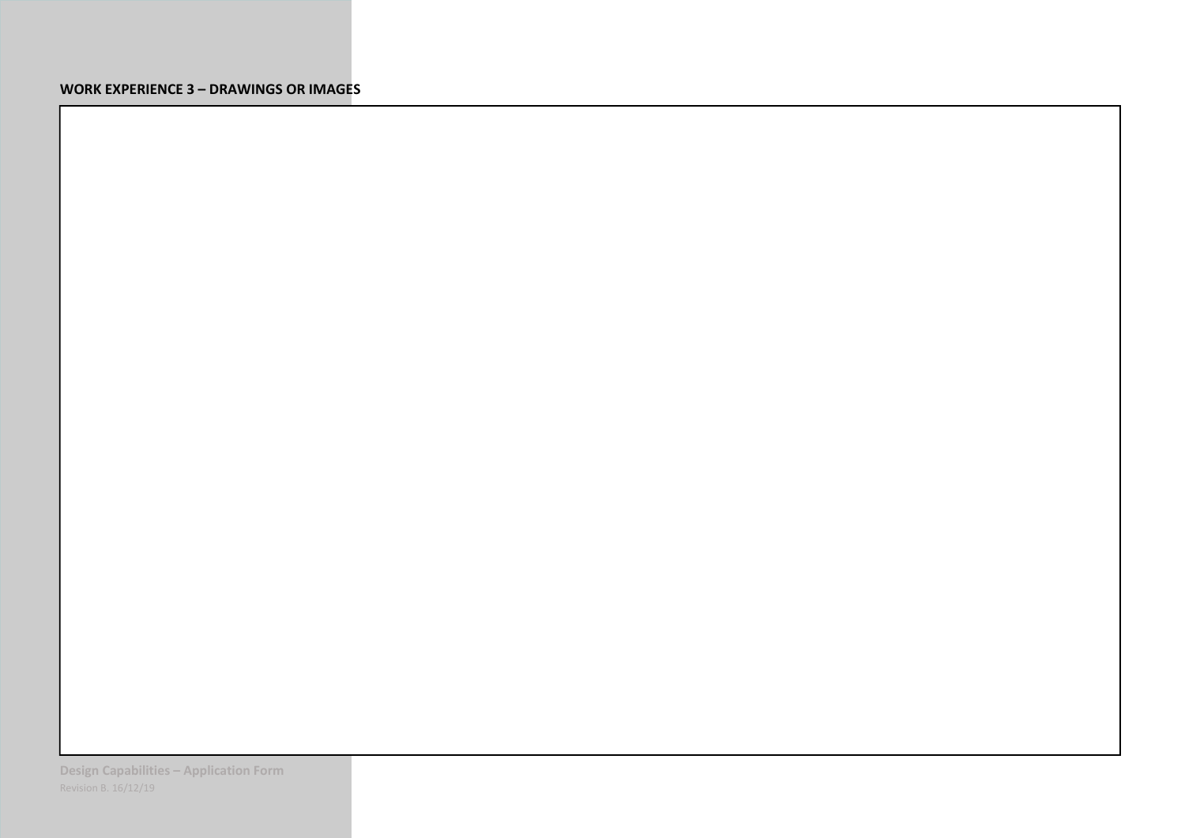**WORK EXPERIENCE 3 – DRAWINGS OR IMAGES**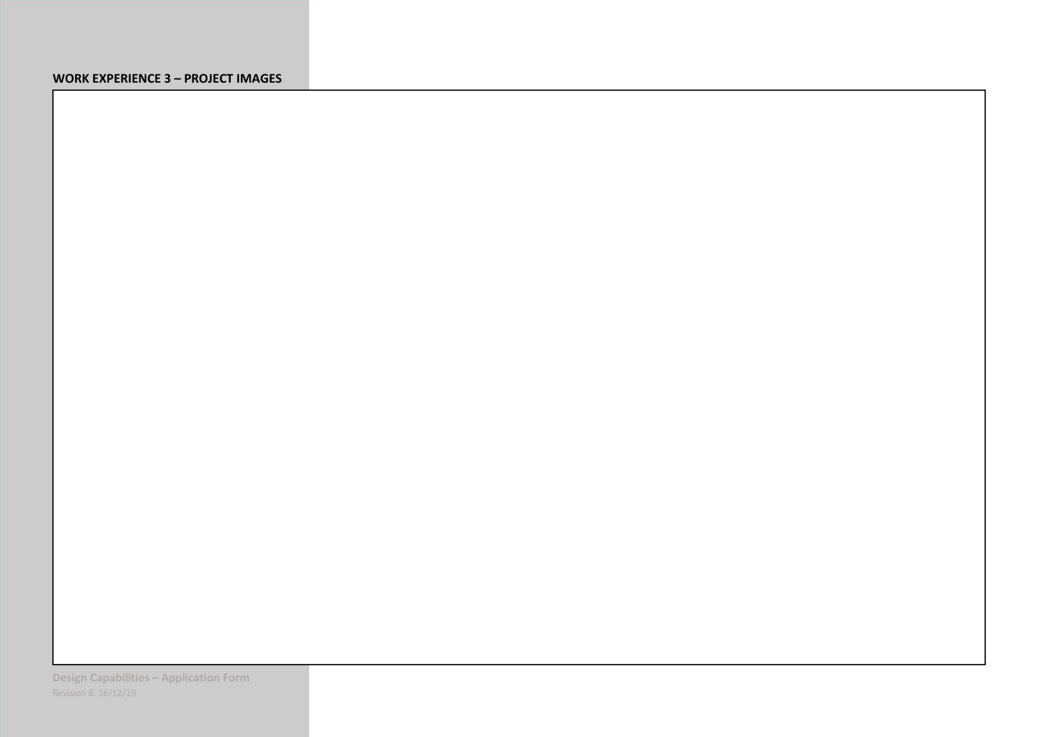**WORK EXPERIENCE 3 – PROJECT IMAGES**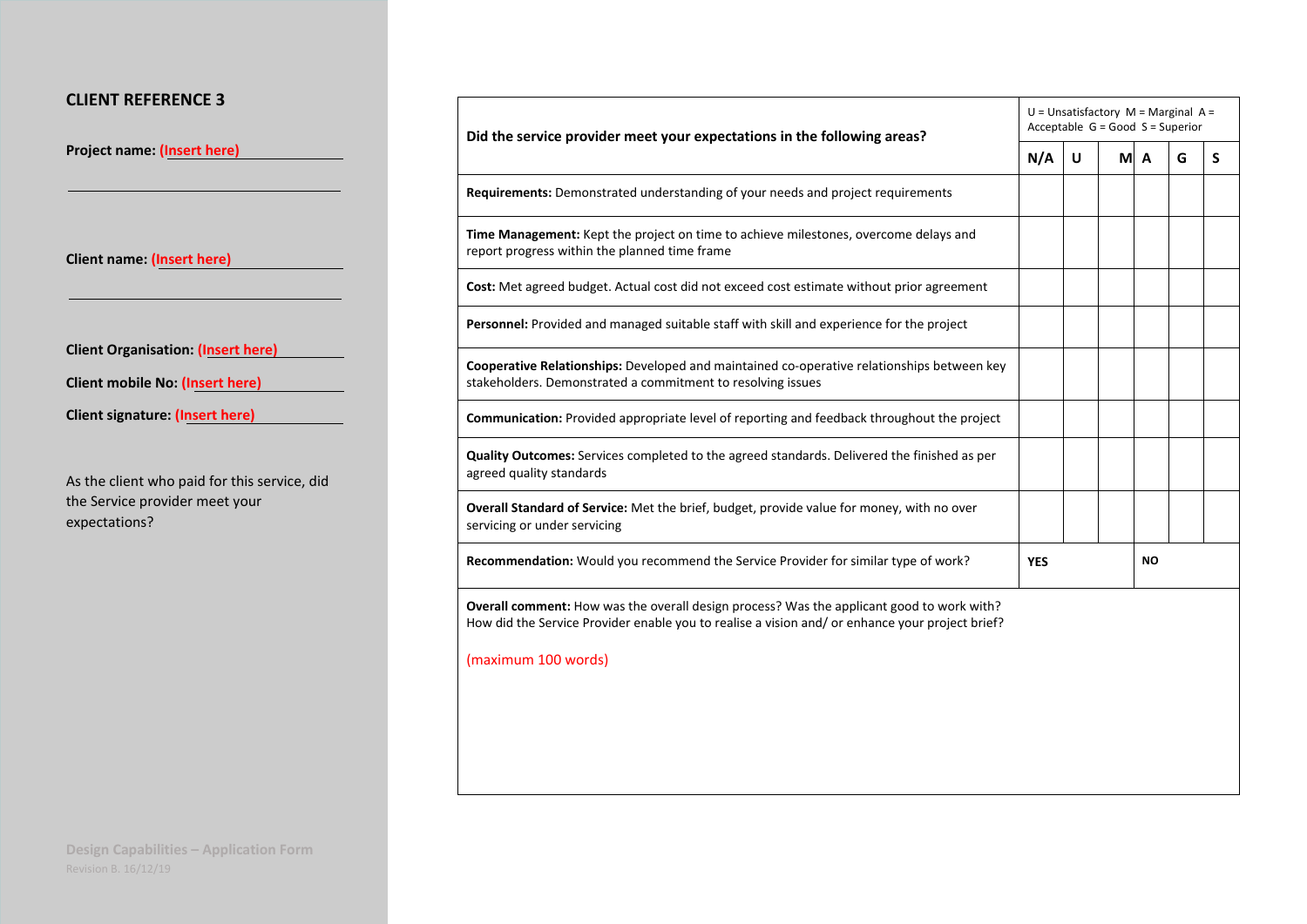## CLIENT REFERENCE 3

**Project name:** (Insert here)

**Client name:** (Insert here)

**Client Organisation:** (Insert here)

**Client mobile No:** (Insert here)

**Client signature:** (Insert here)

As the client who paid for this service, did the Service provider meet your expectations?

| Did the service provider meet your expectations in the following areas? | U = Unsatisfactory M = Marginal A = Acceptable G = Good S = Superior | | | | | |
|---|---|---|---|---|---|---|
| | **N/A** | **U** | **M** | **A** | **G** | **S** |
| **Requirements:** Demonstrated understanding of your needs and project requirements | | | | | | |
| **Time Management:** Kept the project on time to achieve milestones, overcome delays and report progress within the planned time frame | | | | | | |
| **Cost:** Met agreed budget. Actual cost did not exceed cost estimate without prior agreement | | | | | | |
| **Personnel:** Provided and managed suitable staff with skill and experience for the project | | | | | | |
| **Cooperative Relationships:** Developed and maintained co-operative relationships between key stakeholders. Demonstrated a commitment to resolving issues | | | | | | |
| **Communication:** Provided appropriate level of reporting and feedback throughout the project | | | | | | |
| **Quality Outcomes:** Services completed to the agreed standards. Delivered the finished as per agreed quality standards | | | | | | |
| **Overall Standard of Service:** Met the brief, budget, provide value for money, with no over servicing or under servicing | | | | | | |
| **Recommendation:** Would you recommend the Service Provider for similar type of work? | **YES** | | | **NO** | | |

**Overall comment:** How was the overall design process? Was the applicant good to work with? How did the Service Provider enable you to realise a vision and/ or enhance your project brief?

(maximum 100 words)